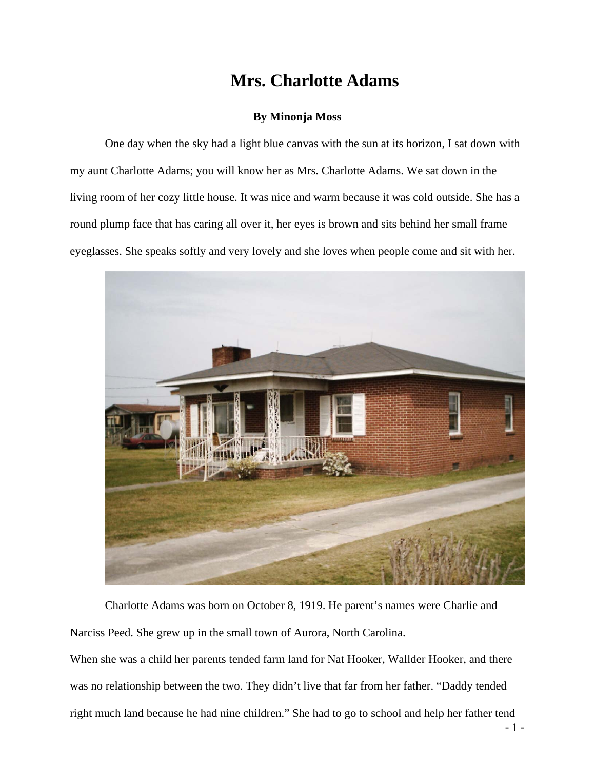# Mrs. Charlotte Adams

**By Minonja Moss**

One day when the sky had a light blue canvas with the sun at its horizon, I sat down with my aunt Charlotte Adams; you will know her as Mrs. Charlotte Adams. We sat down in the living room of her cozy little house. It was nice and warm because it was cold outside. She has a round plump face that has caring all over it, her eyes is brown and sits behind her small frame eyeglasses. She speaks softly and very lovely and she loves when people come and sit with her.

Charlotte Adams was born on October 8, 1919. He parent's names were Charlie and Narciss Peed. She grew up in the small town of Aurora, North Carolina.

When she was a child her parents tended farm land for Nat Hooker, Wallder Hooker, and there was no relationship between the two. They didn't live that far from her father. "Daddy tended right much land because he had nine children." She had to go to school and help her father tend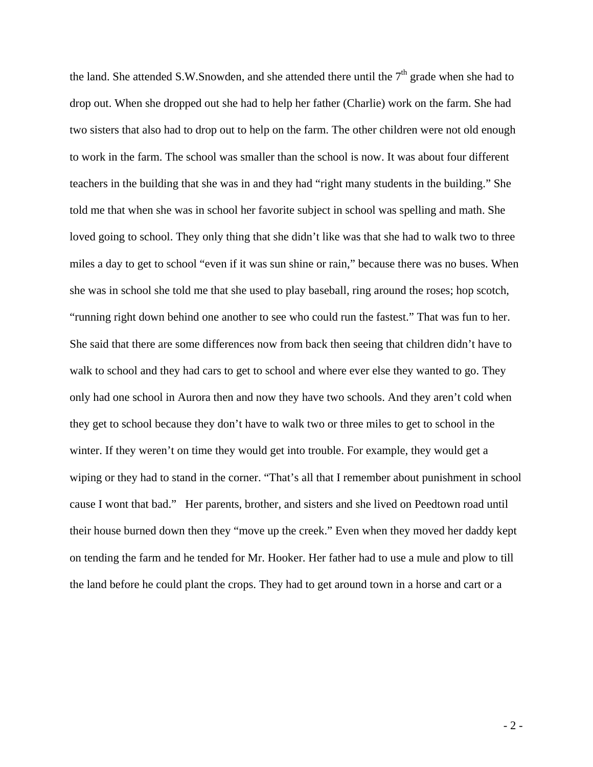the land. She attended S.W.Snowden, and she attended there until the 7th grade when she had to drop out. When she dropped out she had to help her father (Charlie) work on the farm. She had two sisters that also had to drop out to help on the farm. The other children were not old enough to work in the farm. The school was smaller than the school is now. It was about four different teachers in the building that she was in and they had "right many students in the building." She told me that when she was in school her favorite subject in school was spelling and math. She loved going to school. They only thing that she didn't like was that she had to walk two to three miles a day to get to school "even if it was sun shine or rain," because there was no buses. When she was in school she told me that she used to play baseball, ring around the roses; hop scotch, "running right down behind one another to see who could run the fastest." That was fun to her. She said that there are some differences now from back then seeing that children didn't have to walk to school and they had cars to get to school and where ever else they wanted to go. They only had one school in Aurora then and now they have two schools. And they aren't cold when they get to school because they don't have to walk two or three miles to get to school in the winter. If they weren't on time they would get into trouble. For example, they would get a wiping or they had to stand in the corner. "That's all that I remember about punishment in school cause I wont that bad." Her parents, brother, and sisters and she lived on Peedtown road until their house burned down then they "move up the creek." Even when they moved her daddy kept on tending the farm and he tended for Mr. Hooker. Her father had to use a mule and plow to till the land before he could plant the crops. They had to get around town in a horse and cart or a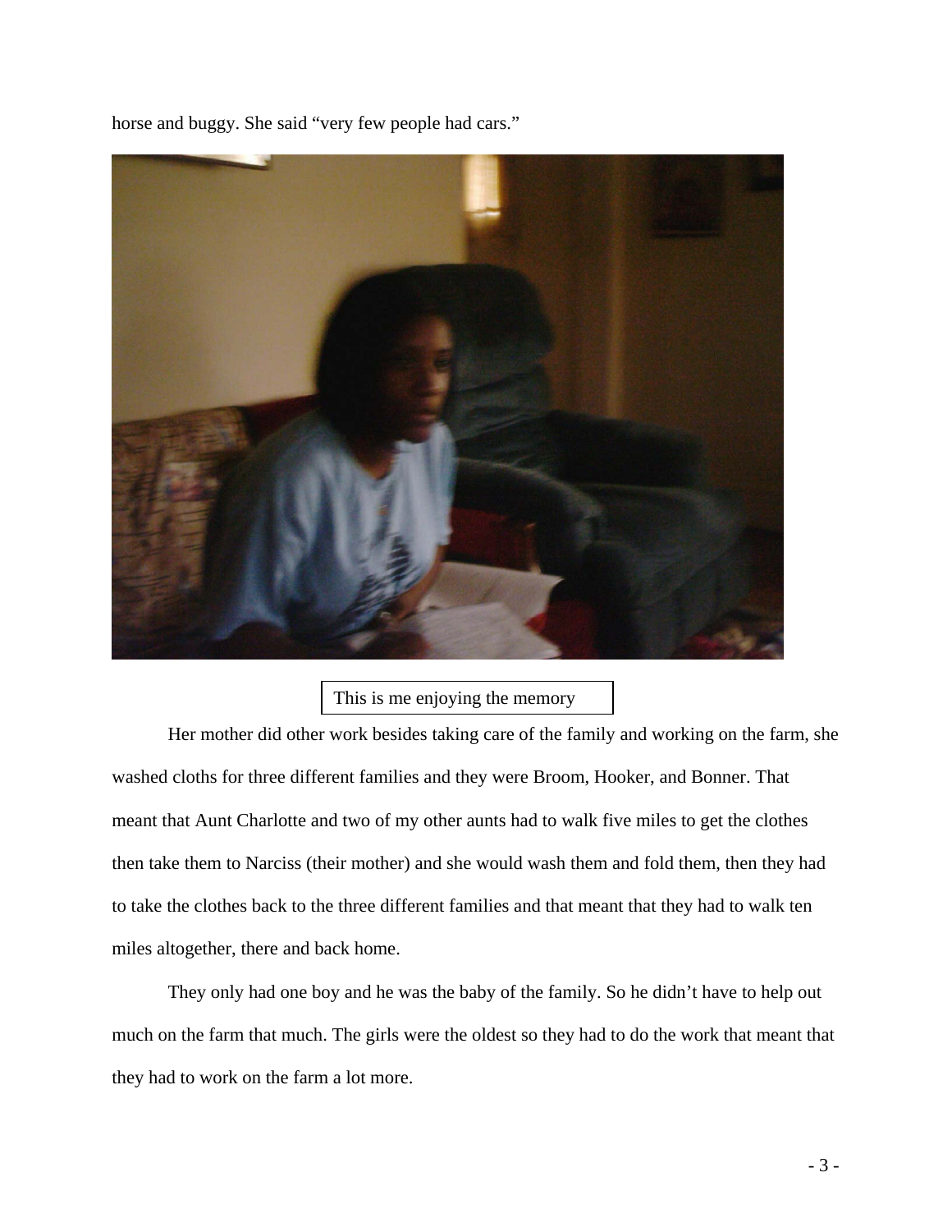horse and buggy. She said “very few people had cars.”

This is me enjoying the memory

Her mother did other work besides taking care of the family and working on the farm, she washed cloths for three different families and they were Broom, Hooker, and Bonner. That meant that Aunt Charlotte and two of my other aunts had to walk five miles to get the clothes then take them to Narciss (their mother) and she would wash them and fold them, then they had to take the clothes back to the three different families and that meant that they had to walk ten miles altogether, there and back home.

They only had one boy and he was the baby of the family. So he didn’t have to help out much on the farm that much. The girls were the oldest so they had to do the work that meant that they had to work on the farm a lot more.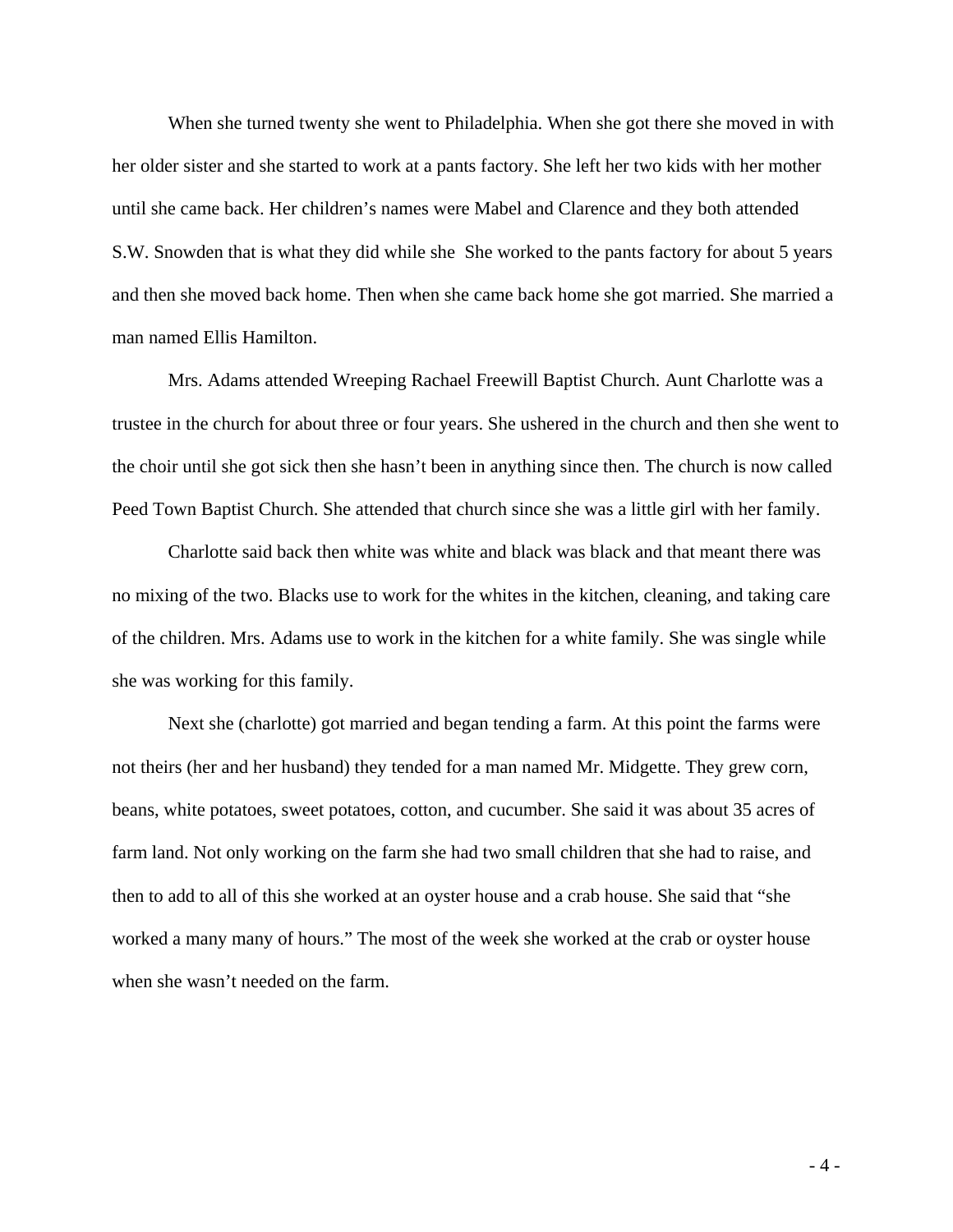When she turned twenty she went to Philadelphia. When she got there she moved in with her older sister and she started to work at a pants factory. She left her two kids with her mother until she came back. Her children's names were Mabel and Clarence and they both attended S.W. Snowden that is what they did while she  She worked to the pants factory for about 5 years and then she moved back home. Then when she came back home she got married. She married a man named Ellis Hamilton.

Mrs. Adams attended Wreeping Rachael Freewill Baptist Church. Aunt Charlotte was a trustee in the church for about three or four years. She ushered in the church and then she went to the choir until she got sick then she hasn't been in anything since then. The church is now called Peed Town Baptist Church. She attended that church since she was a little girl with her family.

Charlotte said back then white was white and black was black and that meant there was no mixing of the two. Blacks use to work for the whites in the kitchen, cleaning, and taking care of the children. Mrs. Adams use to work in the kitchen for a white family. She was single while she was working for this family.

Next she (charlotte) got married and began tending a farm. At this point the farms were not theirs (her and her husband) they tended for a man named Mr. Midgette. They grew corn, beans, white potatoes, sweet potatoes, cotton, and cucumber. She said it was about 35 acres of farm land. Not only working on the farm she had two small children that she had to raise, and then to add to all of this she worked at an oyster house and a crab house. She said that "she worked a many many of hours." The most of the week she worked at the crab or oyster house when she wasn't needed on the farm.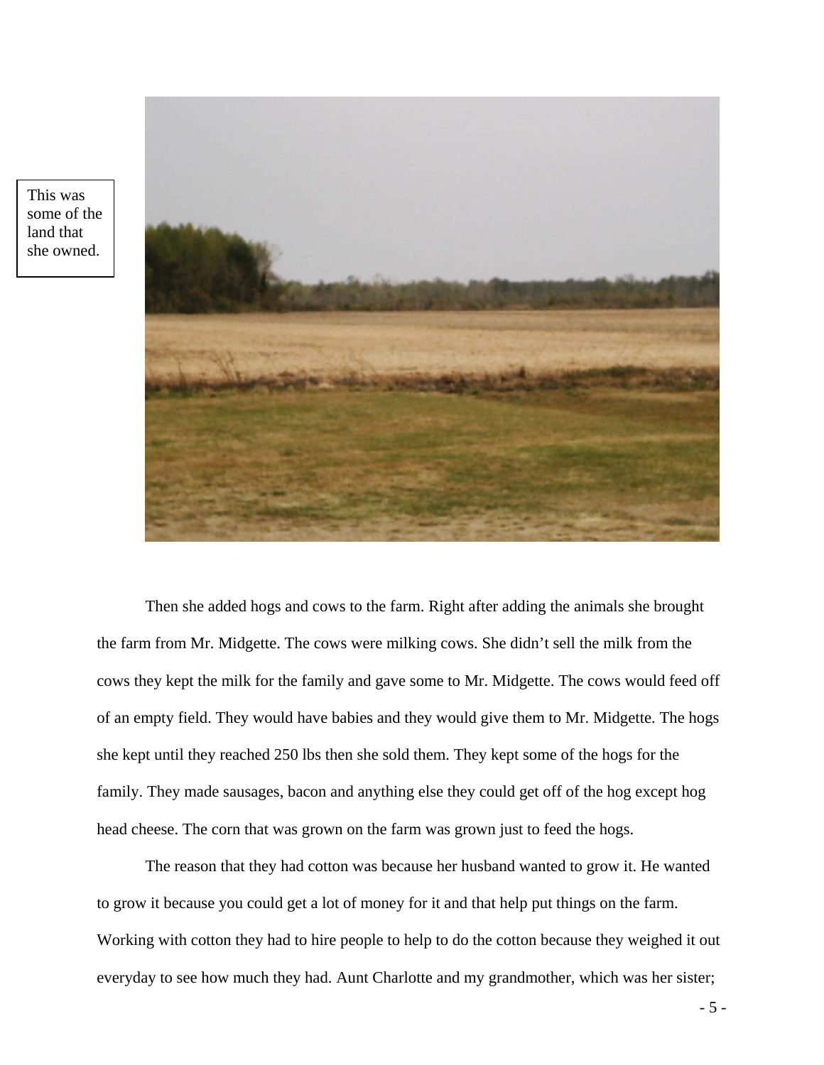This was some of the land that she owned.

Then she added hogs and cows to the farm. Right after adding the animals she brought the farm from Mr. Midgette. The cows were milking cows. She didn't sell the milk from the cows they kept the milk for the family and gave some to Mr. Midgette. The cows would feed off of an empty field. They would have babies and they would give them to Mr. Midgette. The hogs she kept until they reached 250 lbs then she sold them. They kept some of the hogs for the family. They made sausages, bacon and anything else they could get off of the hog except hog head cheese. The corn that was grown on the farm was grown just to feed the hogs.

The reason that they had cotton was because her husband wanted to grow it. He wanted to grow it because you could get a lot of money for it and that help put things on the farm. Working with cotton they had to hire people to help to do the cotton because they weighed it out everyday to see how much they had. Aunt Charlotte and my grandmother, which was her sister;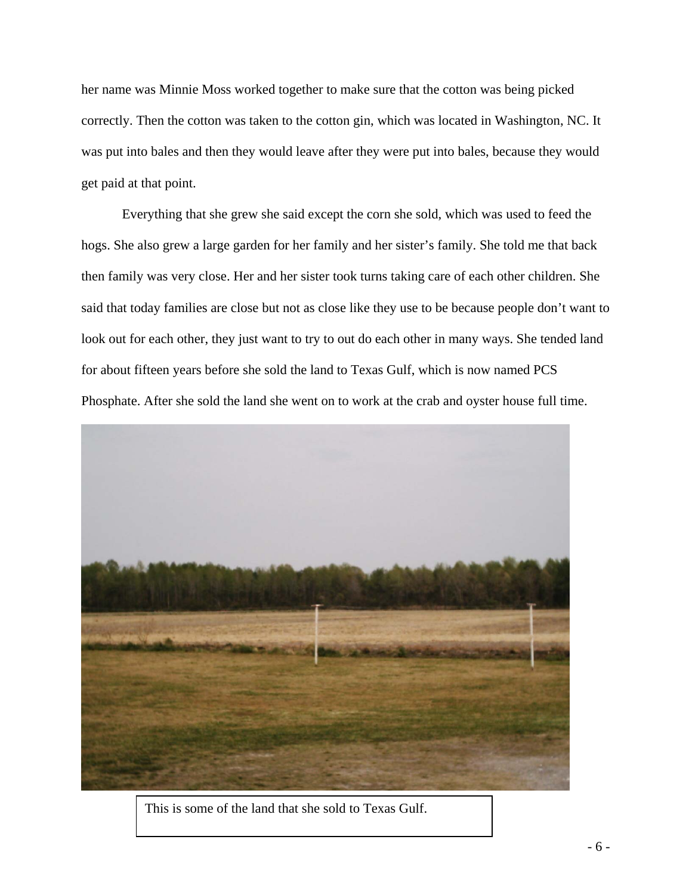her name was Minnie Moss worked together to make sure that the cotton was being picked correctly. Then the cotton was taken to the cotton gin, which was located in Washington, NC. It was put into bales and then they would leave after they were put into bales, because they would get paid at that point.

Everything that she grew she said except the corn she sold, which was used to feed the hogs. She also grew a large garden for her family and her sister's family. She told me that back then family was very close. Her and her sister took turns taking care of each other children. She said that today families are close but not as close like they use to be because people don't want to look out for each other, they just want to try to out do each other in many ways. She tended land for about fifteen years before she sold the land to Texas Gulf, which is now named PCS Phosphate. After she sold the land she went on to work at the crab and oyster house full time.

This is some of the land that she sold to Texas Gulf.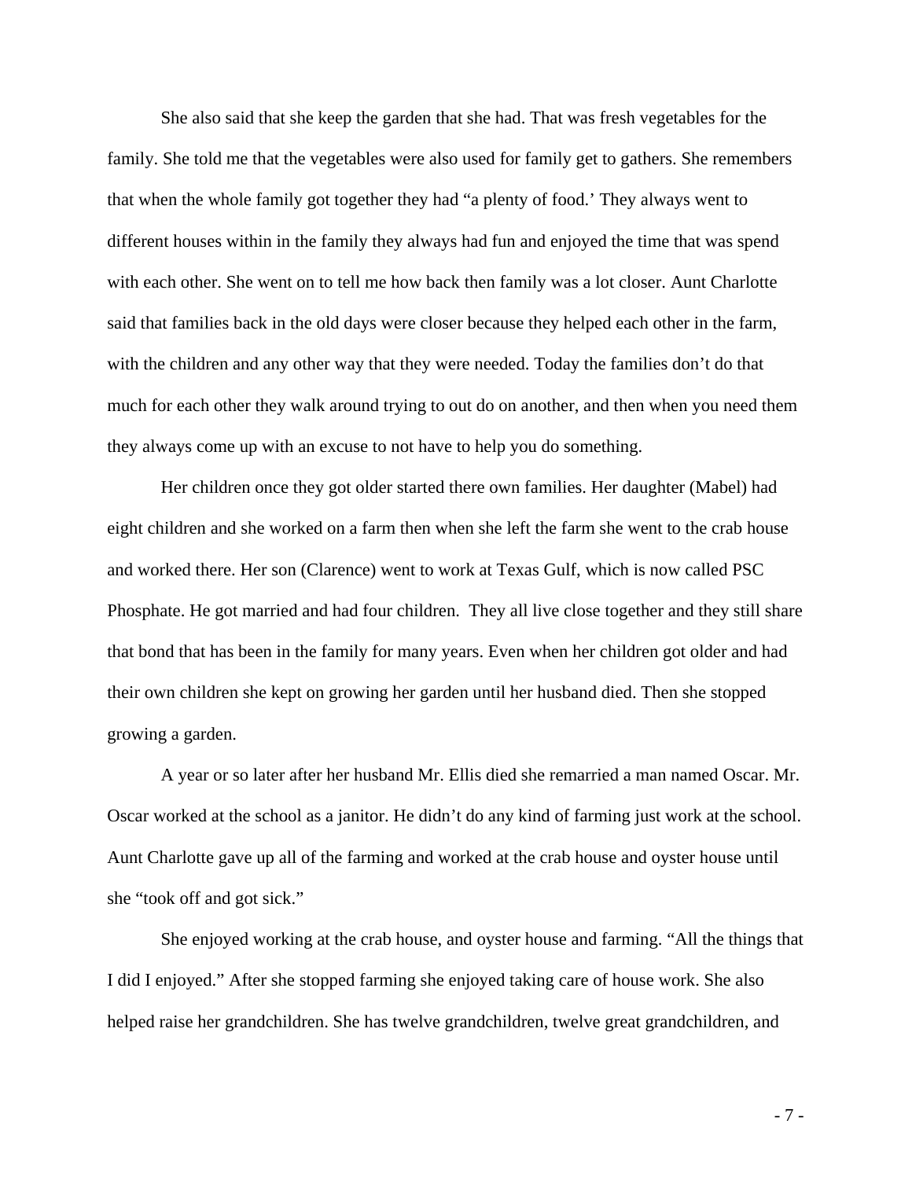She also said that she keep the garden that she had. That was fresh vegetables for the family. She told me that the vegetables were also used for family get to gathers. She remembers that when the whole family got together they had "a plenty of food.' They always went to different houses within in the family they always had fun and enjoyed the time that was spend with each other. She went on to tell me how back then family was a lot closer. Aunt Charlotte said that families back in the old days were closer because they helped each other in the farm, with the children and any other way that they were needed. Today the families don't do that much for each other they walk around trying to out do on another, and then when you need them they always come up with an excuse to not have to help you do something.

Her children once they got older started there own families. Her daughter (Mabel) had eight children and she worked on a farm then when she left the farm she went to the crab house and worked there. Her son (Clarence) went to work at Texas Gulf, which is now called PSC Phosphate. He got married and had four children. They all live close together and they still share that bond that has been in the family for many years. Even when her children got older and had their own children she kept on growing her garden until her husband died. Then she stopped growing a garden.

A year or so later after her husband Mr. Ellis died she remarried a man named Oscar. Mr. Oscar worked at the school as a janitor. He didn't do any kind of farming just work at the school. Aunt Charlotte gave up all of the farming and worked at the crab house and oyster house until she "took off and got sick."

She enjoyed working at the crab house, and oyster house and farming. "All the things that I did I enjoyed." After she stopped farming she enjoyed taking care of house work. She also helped raise her grandchildren. She has twelve grandchildren, twelve great grandchildren, and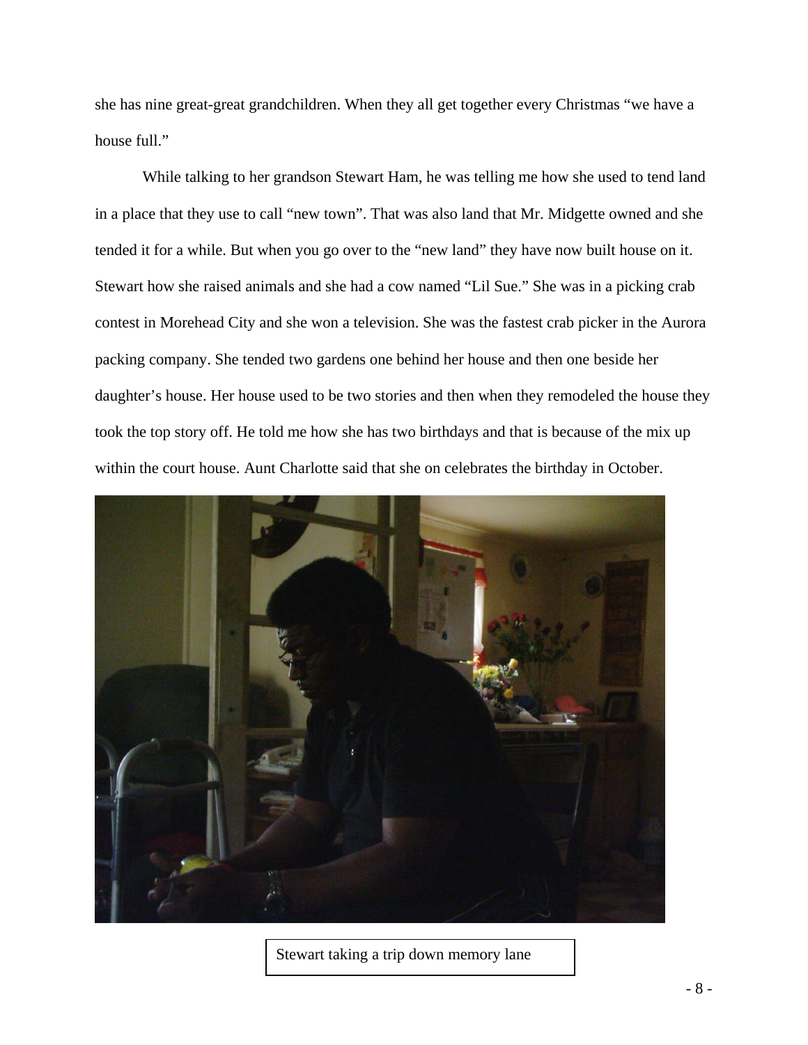she has nine great-great grandchildren. When they all get together every Christmas "we have a house full."

While talking to her grandson Stewart Ham, he was telling me how she used to tend land in a place that they use to call "new town". That was also land that Mr. Midgette owned and she tended it for a while. But when you go over to the "new land" they have now built house on it. Stewart how she raised animals and she had a cow named "Lil Sue." She was in a picking crab contest in Morehead City and she won a television. She was the fastest crab picker in the Aurora packing company. She tended two gardens one behind her house and then one beside her daughter's house. Her house used to be two stories and then when they remodeled the house they took the top story off. He told me how she has two birthdays and that is because of the mix up within the court house. Aunt Charlotte said that she on celebrates the birthday in October.

Stewart taking a trip down memory lane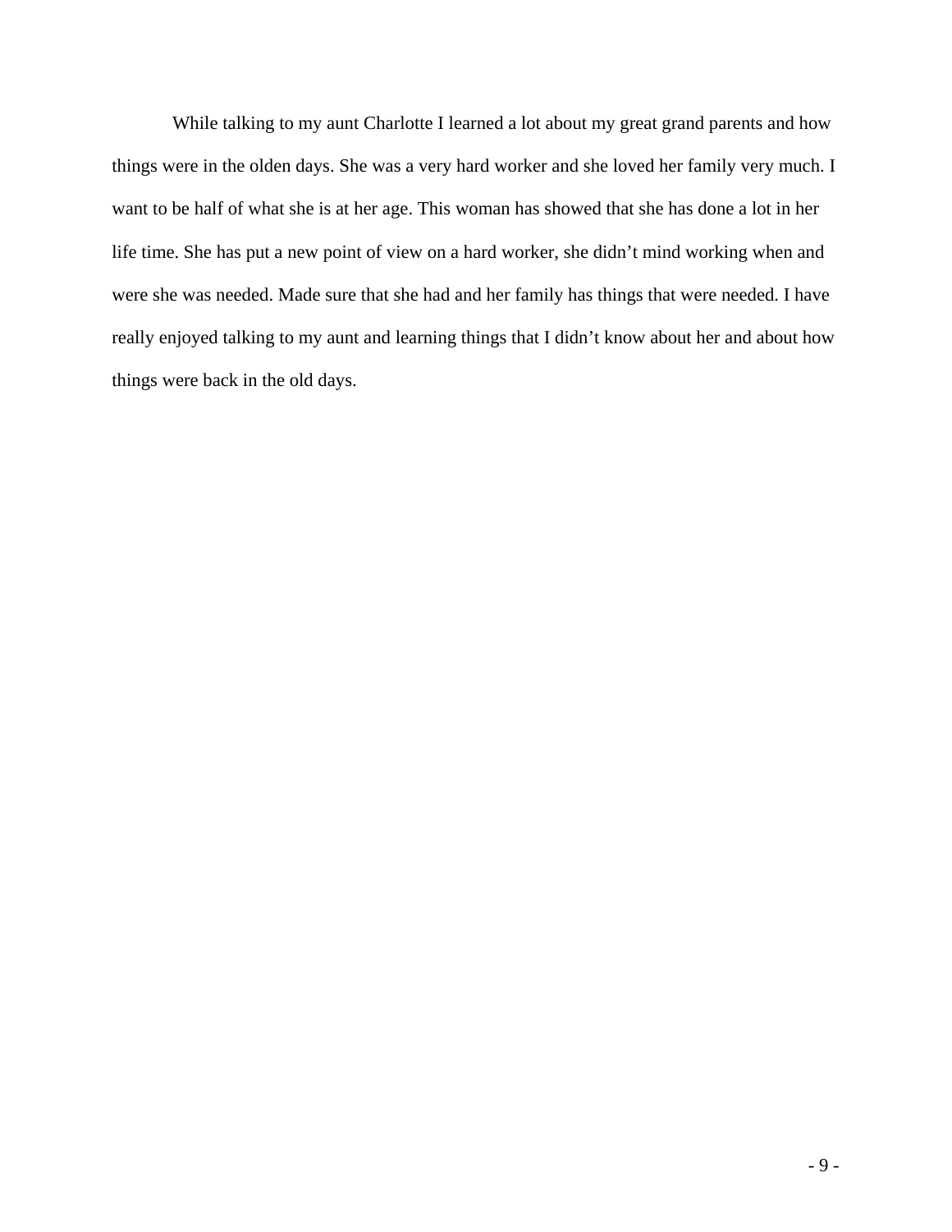While talking to my aunt Charlotte I learned a lot about my great grand parents and how things were in the olden days. She was a very hard worker and she loved her family very much. I want to be half of what she is at her age. This woman has showed that she has done a lot in her life time. She has put a new point of view on a hard worker, she didn’t mind working when and were she was needed. Made sure that she had and her family has things that were needed. I have really enjoyed talking to my aunt and learning things that I didn’t know about her and about how things were back in the old days.